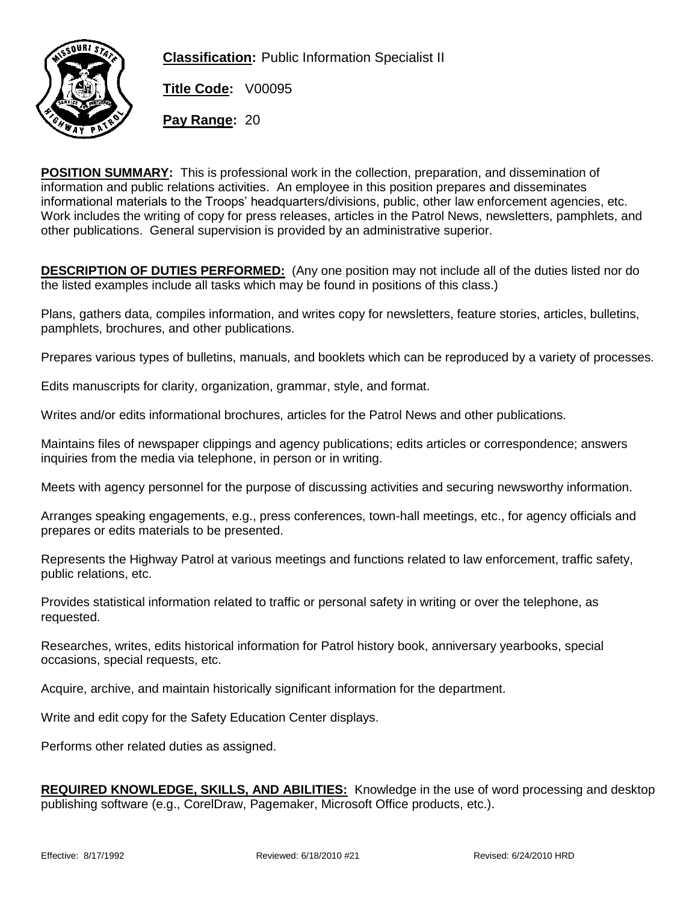**Classification:** Public Information Specialist II

**Title Code:** V00095

**Pay Range:** 20

**POSITION SUMMARY:** This is professional work in the collection, preparation, and dissemination of information and public relations activities. An employee in this position prepares and disseminates informational materials to the Troops' headquarters/divisions, public, other law enforcement agencies, etc. Work includes the writing of copy for press releases, articles in the Patrol News, newsletters, pamphlets, and other publications. General supervision is provided by an administrative superior.

**DESCRIPTION OF DUTIES PERFORMED:** (Any one position may not include all of the duties listed nor do the listed examples include all tasks which may be found in positions of this class.)

Plans, gathers data, compiles information, and writes copy for newsletters, feature stories, articles, bulletins, pamphlets, brochures, and other publications.

Prepares various types of bulletins, manuals, and booklets which can be reproduced by a variety of processes.

Edits manuscripts for clarity, organization, grammar, style, and format.

Writes and/or edits informational brochures, articles for the Patrol News and other publications.

Maintains files of newspaper clippings and agency publications; edits articles or correspondence; answers inquiries from the media via telephone, in person or in writing.

Meets with agency personnel for the purpose of discussing activities and securing newsworthy information.

Arranges speaking engagements, e.g., press conferences, town-hall meetings, etc., for agency officials and prepares or edits materials to be presented.

Represents the Highway Patrol at various meetings and functions related to law enforcement, traffic safety, public relations, etc.

Provides statistical information related to traffic or personal safety in writing or over the telephone, as requested.

Researches, writes, edits historical information for Patrol history book, anniversary yearbooks, special occasions, special requests, etc.

Acquire, archive, and maintain historically significant information for the department.

Write and edit copy for the Safety Education Center displays.

Performs other related duties as assigned.

**REQUIRED KNOWLEDGE, SKILLS, AND ABILITIES:** Knowledge in the use of word processing and desktop publishing software (e.g., CorelDraw, Pagemaker, Microsoft Office products, etc.).

Effective: 8/17/1992 Reviewed: 6/18/2010 #21 Revised: 6/24/2010 HRD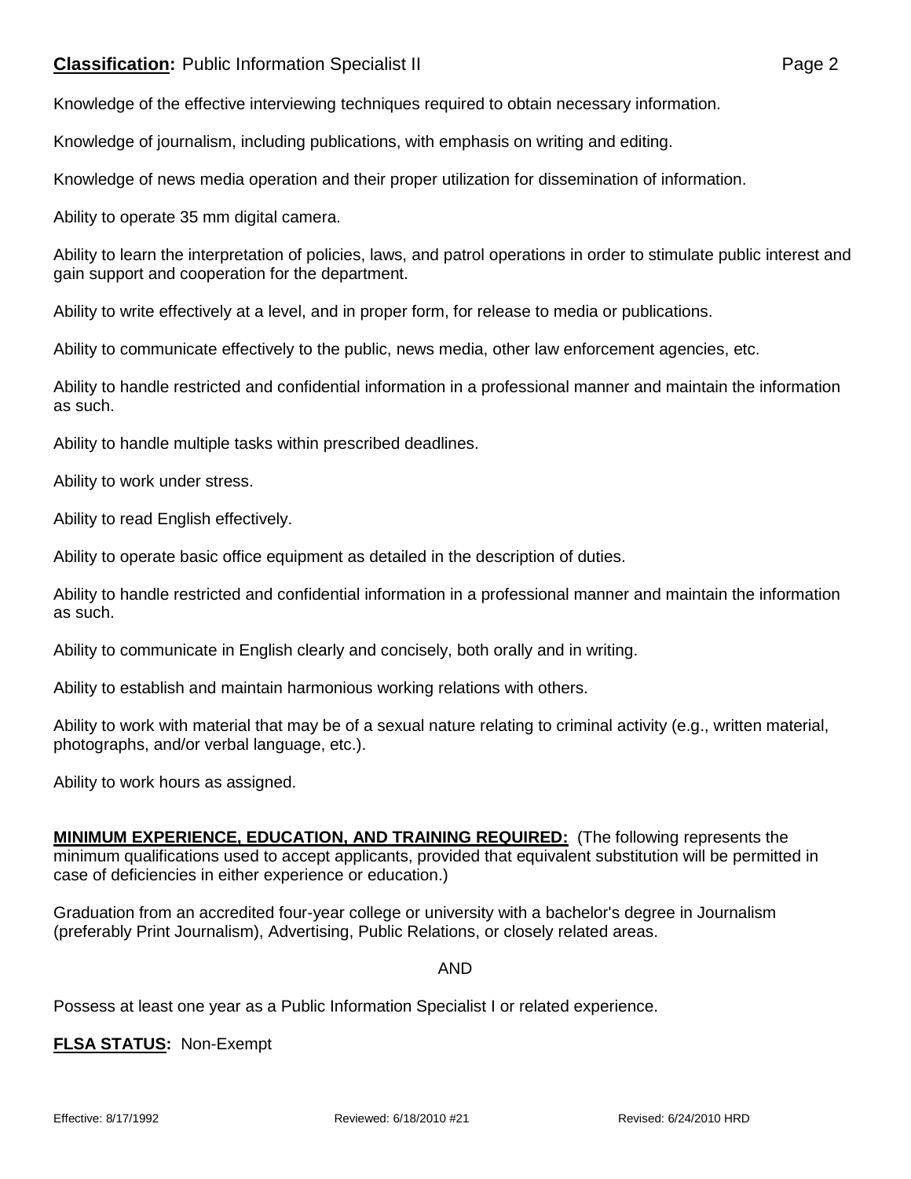Knowledge of the effective interviewing techniques required to obtain necessary information.

Knowledge of journalism, including publications, with emphasis on writing and editing.

Knowledge of news media operation and their proper utilization for dissemination of information.

Ability to operate 35 mm digital camera.

Ability to learn the interpretation of policies, laws, and patrol operations in order to stimulate public interest and gain support and cooperation for the department.

Ability to write effectively at a level, and in proper form, for release to media or publications.

Ability to communicate effectively to the public, news media, other law enforcement agencies, etc.

Ability to handle restricted and confidential information in a professional manner and maintain the information as such.

Ability to handle multiple tasks within prescribed deadlines.

Ability to work under stress.

Ability to read English effectively.

Ability to operate basic office equipment as detailed in the description of duties.

Ability to handle restricted and confidential information in a professional manner and maintain the information as such.

Ability to communicate in English clearly and concisely, both orally and in writing.

Ability to establish and maintain harmonious working relations with others.

Ability to work with material that may be of a sexual nature relating to criminal activity (e.g., written material, photographs, and/or verbal language, etc.).

Ability to work hours as assigned.

**MINIMUM EXPERIENCE, EDUCATION, AND TRAINING REQUIRED:** (The following represents the minimum qualifications used to accept applicants, provided that equivalent substitution will be permitted in case of deficiencies in either experience or education.)

Graduation from an accredited four-year college or university with a bachelor's degree in Journalism (preferably Print Journalism), Advertising, Public Relations, or closely related areas.

AND

Possess at least one year as a Public Information Specialist I or related experience.

**FLSA STATUS:** Non-Exempt

Effective: 8/17/1992 Reviewed: 6/18/2010 #21 Revised: 6/24/2010 HRD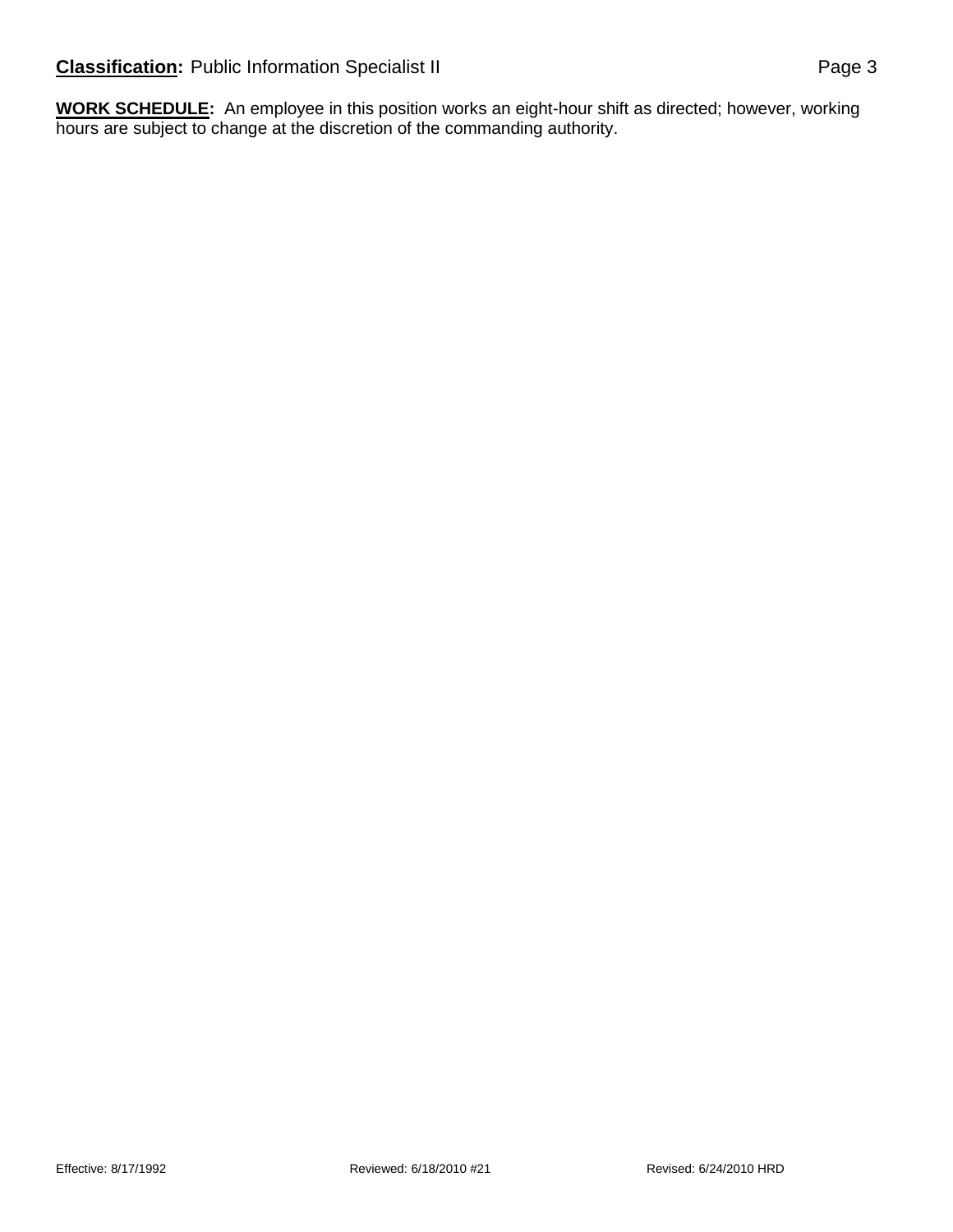**WORK SCHEDULE:** An employee in this position works an eight-hour shift as directed; however, working hours are subject to change at the discretion of the commanding authority.

Effective: 8/17/1992 Reviewed: 6/18/2010 #21 Revised: 6/24/2010 HRD